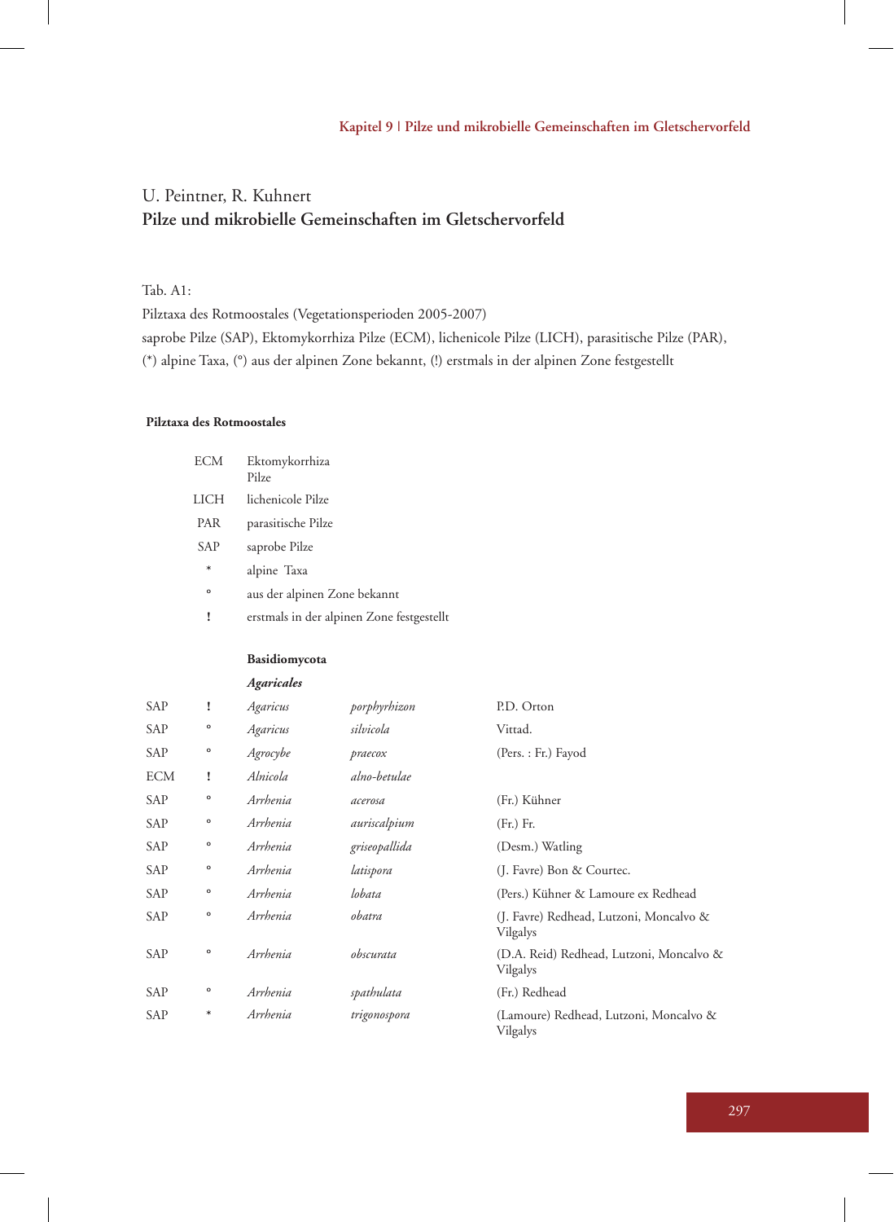U. Peintner, R. Kuhnert

## Pilze und mikrobielle Gemeinschaften im Gletschervorfeld

Tab. A1:

Pilztaxa des Rotmoostales (Vegetationsperioden 2005-2007)

saprobe Pilze (SAP), Ektomykorrhiza Pilze (ECM), lichenicole Pilze (LICH), parasitische Pilze (PAR), (*) alpine Taxa, (°) aus der alpinen Zone bekannt, (!) erstmals in der alpinen Zone festgestellt

**Pilztaxa des Rotmoostales**

| | |
|---|---|
| ECM | Ektomykorrhiza Pilze |
| LICH | lichenicole Pilze |
| PAR | parasitische Pilze |
| SAP | saprobe Pilze |
| * | alpine Taxa |
| ° | aus der alpinen Zone bekannt |
| ! | erstmals in der alpinen Zone festgestellt |

**Basidiomycota**

***Agaricales***

| | | | | |
|---|---|---|---|---|
| SAP | ! | *Agaricus* | *porphyrhizon* | P.D. Orton |
| SAP | ° | *Agaricus* | *silvicola* | Vittad. |
| SAP | ° | *Agrocybe* | *praecox* | (Pers. : Fr.) Fayod |
| ECM | ! | *Alnicola* | *alno-betulae* | |
| SAP | ° | *Arrhenia* | *acerosa* | (Fr.) Kühner |
| SAP | ° | *Arrhenia* | *auriscalpium* | (Fr.) Fr. |
| SAP | ° | *Arrhenia* | *griseopallida* | (Desm.) Watling |
| SAP | ° | *Arrhenia* | *latispora* | (J. Favre) Bon & Courtec. |
| SAP | ° | *Arrhenia* | *lobata* | (Pers.) Kühner & Lamoure ex Redhead |
| SAP | ° | *Arrhenia* | *obatra* | (J. Favre) Redhead, Lutzoni, Moncalvo & Vilgalys |
| SAP | ° | *Arrhenia* | *obscurata* | (D.A. Reid) Redhead, Lutzoni, Moncalvo & Vilgalys |
| SAP | ° | *Arrhenia* | *spathulata* | (Fr.) Redhead |
| SAP | * | *Arrhenia* | *trigonospora* | (Lamoure) Redhead, Lutzoni, Moncalvo & Vilgalys |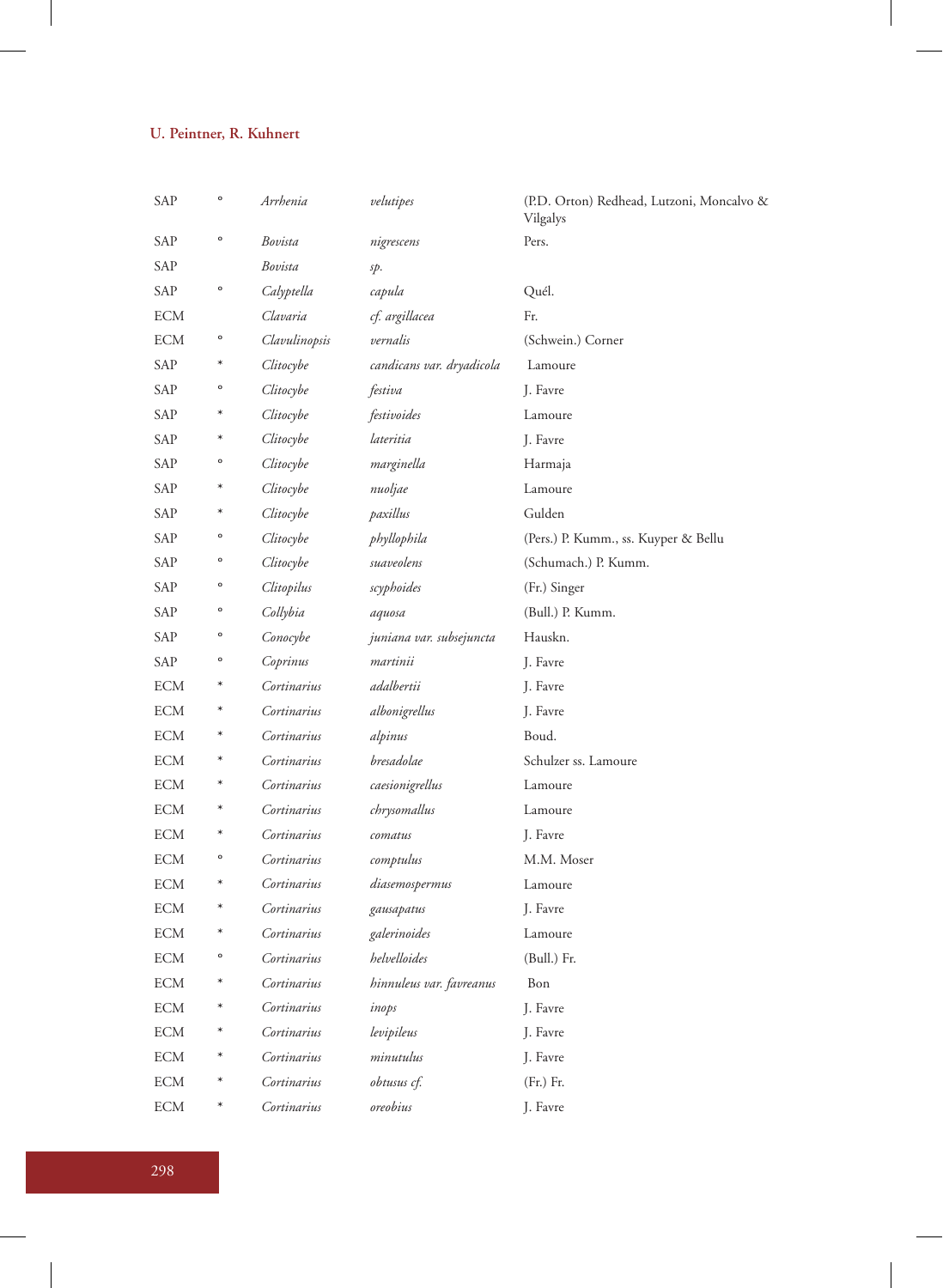| | | | | |
|---|---|---|---|---|
| SAP | ° | *Arrhenia* | *velutipes* | (P.D. Orton) Redhead, Lutzoni, Moncalvo & Vilgalys |
| SAP | ° | *Bovista* | *nigrescens* | Pers. |
| SAP | | *Bovista* | *sp.* | |
| SAP | ° | *Calyptella* | *capula* | Quél. |
| ECM | | *Clavaria* | *cf. argillacea* | Fr. |
| ECM | ° | *Clavulinopsis* | *vernalis* | (Schwein.) Corner |
| SAP | * | *Clitocybe* | *candicans var. dryadicola* | Lamoure |
| SAP | ° | *Clitocybe* | *festiva* | J. Favre |
| SAP | * | *Clitocybe* | *festivoides* | Lamoure |
| SAP | * | *Clitocybe* | *lateritia* | J. Favre |
| SAP | ° | *Clitocybe* | *marginella* | Harmaja |
| SAP | * | *Clitocybe* | *nuoljae* | Lamoure |
| SAP | * | *Clitocybe* | *paxillus* | Gulden |
| SAP | ° | *Clitocybe* | *phyllophila* | (Pers.) P. Kumm., ss. Kuyper & Bellu |
| SAP | ° | *Clitocybe* | *suaveolens* | (Schumach.) P. Kumm. |
| SAP | ° | *Clitopilus* | *scyphoides* | (Fr.) Singer |
| SAP | ° | *Collybia* | *aquosa* | (Bull.) P. Kumm. |
| SAP | ° | *Conocybe* | *juniana var. subsejuncta* | Hauskn. |
| SAP | ° | *Coprinus* | *martinii* | J. Favre |
| ECM | * | *Cortinarius* | *adalbertii* | J. Favre |
| ECM | * | *Cortinarius* | *albonigrellus* | J. Favre |
| ECM | * | *Cortinarius* | *alpinus* | Boud. |
| ECM | * | *Cortinarius* | *bresadolae* | Schulzer ss. Lamoure |
| ECM | * | *Cortinarius* | *caesionigrellus* | Lamoure |
| ECM | * | *Cortinarius* | *chrysomallus* | Lamoure |
| ECM | * | *Cortinarius* | *comatus* | J. Favre |
| ECM | ° | *Cortinarius* | *comptulus* | M.M. Moser |
| ECM | * | *Cortinarius* | *diasemospermus* | Lamoure |
| ECM | * | *Cortinarius* | *gausapatus* | J. Favre |
| ECM | * | *Cortinarius* | *galerinoides* | Lamoure |
| ECM | ° | *Cortinarius* | *helvelloides* | (Bull.) Fr. |
| ECM | * | *Cortinarius* | *hinnuleus var. favreanus* | Bon |
| ECM | * | *Cortinarius* | *inops* | J. Favre |
| ECM | * | *Cortinarius* | *levipileus* | J. Favre |
| ECM | * | *Cortinarius* | *minutulus* | J. Favre |
| ECM | * | *Cortinarius* | *obtusus cf.* | (Fr.) Fr. |
| ECM | * | *Cortinarius* | *oreobius* | J. Favre |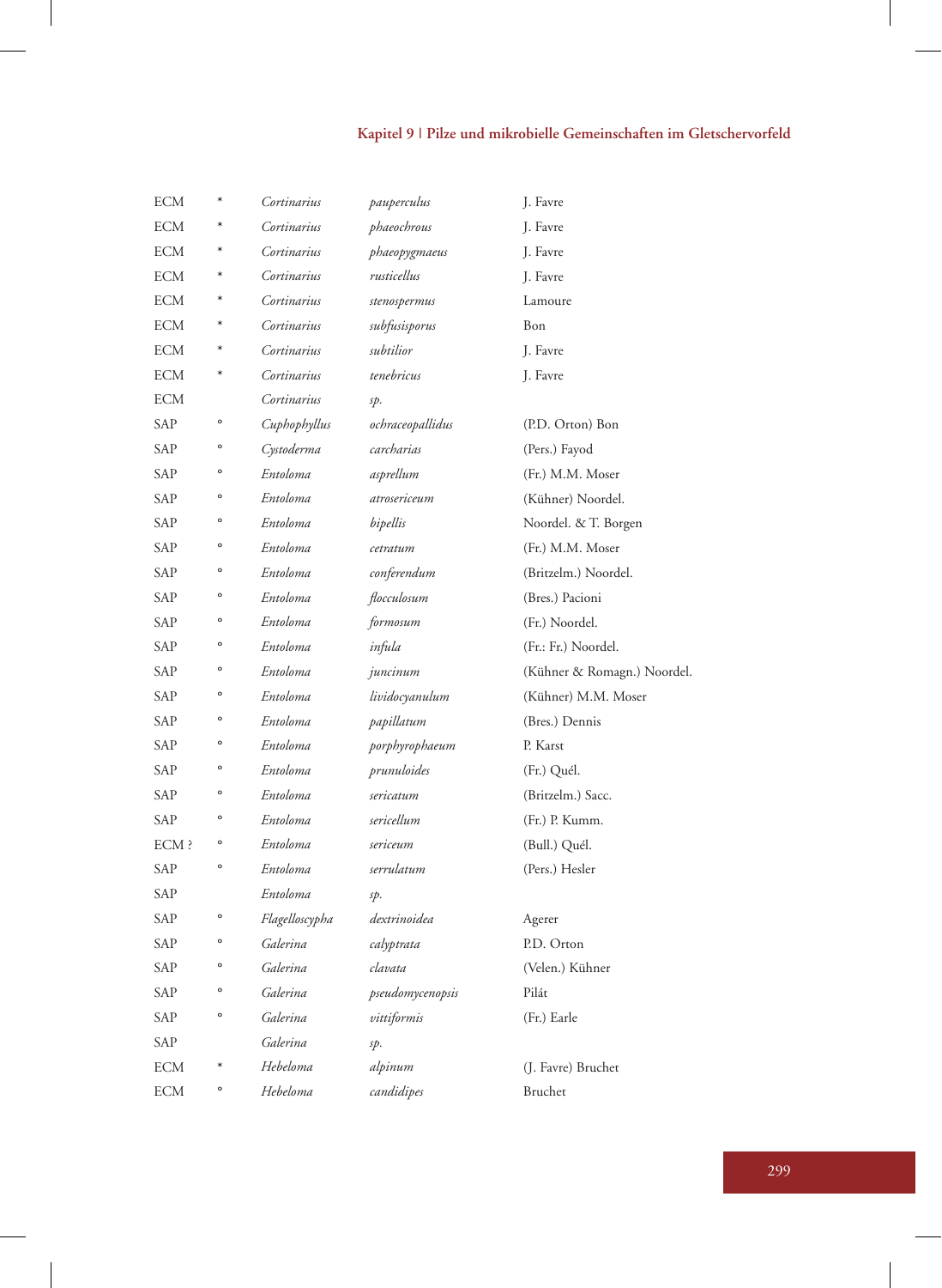| | | | | |
|---|---|---|---|---|
| ECM | * | *Cortinarius* | *pauperculus* | J. Favre |
| ECM | * | *Cortinarius* | *phaeochrous* | J. Favre |
| ECM | * | *Cortinarius* | *phaeopygmaeus* | J. Favre |
| ECM | * | *Cortinarius* | *rusticellus* | J. Favre |
| ECM | * | *Cortinarius* | *stenospermus* | Lamoure |
| ECM | * | *Cortinarius* | *subfusisporus* | Bon |
| ECM | * | *Cortinarius* | *subtilior* | J. Favre |
| ECM | * | *Cortinarius* | *tenebricus* | J. Favre |
| ECM | | *Cortinarius* | *sp.* | |
| SAP | ° | *Cuphophyllus* | *ochraceopallidus* | (P.D. Orton) Bon |
| SAP | ° | *Cystoderma* | *carcharias* | (Pers.) Fayod |
| SAP | ° | *Entoloma* | *asprellum* | (Fr.) M.M. Moser |
| SAP | ° | *Entoloma* | *atrosericeum* | (Kühner) Noordel. |
| SAP | ° | *Entoloma* | *bipellis* | Noordel. & T. Borgen |
| SAP | ° | *Entoloma* | *cetratum* | (Fr.) M.M. Moser |
| SAP | ° | *Entoloma* | *conferendum* | (Britzelm.) Noordel. |
| SAP | ° | *Entoloma* | *flocculosum* | (Bres.) Pacioni |
| SAP | ° | *Entoloma* | *formosum* | (Fr.) Noordel. |
| SAP | ° | *Entoloma* | *infula* | (Fr.: Fr.) Noordel. |
| SAP | ° | *Entoloma* | *juncinum* | (Kühner & Romagn.) Noordel. |
| SAP | ° | *Entoloma* | *lividocyanulum* | (Kühner) M.M. Moser |
| SAP | ° | *Entoloma* | *papillatum* | (Bres.) Dennis |
| SAP | ° | *Entoloma* | *porphyrophaeum* | P. Karst |
| SAP | ° | *Entoloma* | *prunuloides* | (Fr.) Quél. |
| SAP | ° | *Entoloma* | *sericatum* | (Britzelm.) Sacc. |
| SAP | ° | *Entoloma* | *sericellum* | (Fr.) P. Kumm. |
| ECM ? | ° | *Entoloma* | *sericeum* | (Bull.) Quél. |
| SAP | ° | *Entoloma* | *serrulatum* | (Pers.) Hesler |
| SAP | | *Entoloma* | *sp.* | |
| SAP | ° | *Flagelloscypha* | *dextrinoidea* | Agerer |
| SAP | ° | *Galerina* | *calyptrata* | P.D. Orton |
| SAP | ° | *Galerina* | *clavata* | (Velen.) Kühner |
| SAP | ° | *Galerina* | *pseudomycenopsis* | Pilát |
| SAP | ° | *Galerina* | *vittiformis* | (Fr.) Earle |
| SAP | | *Galerina* | *sp.* | |
| ECM | * | *Hebeloma* | *alpinum* | (J. Favre) Bruchet |
| ECM | ° | *Hebeloma* | *candidipes* | Bruchet |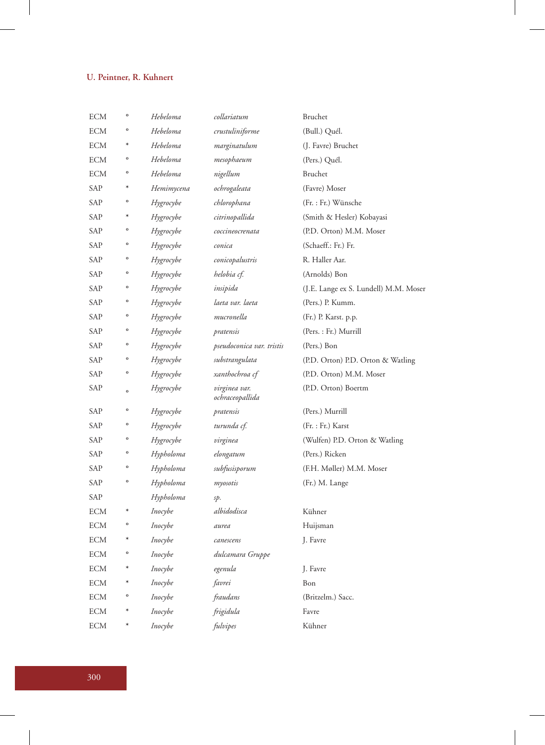| | | | | |
|---|---|---|---|---|
| ECM | ° | *Hebeloma* | *collariatum* | Bruchet |
| ECM | ° | *Hebeloma* | *crustuliniforme* | (Bull.) Quél. |
| ECM | * | *Hebeloma* | *marginatulum* | (J. Favre) Bruchet |
| ECM | ° | *Hebeloma* | *mesophaeum* | (Pers.) Quél. |
| ECM | ° | *Hebeloma* | *nigellum* | Bruchet |
| SAP | * | *Hemimycena* | *ochrogaleata* | (Favre) Moser |
| SAP | ° | *Hygrocybe* | *chlorophana* | (Fr. : Fr.) Wünsche |
| SAP | * | *Hygrocybe* | *citrinopallida* | (Smith & Hesler) Kobayasi |
| SAP | ° | *Hygrocybe* | *coccineocrenata* | (P.D. Orton) M.M. Moser |
| SAP | ° | *Hygrocybe* | *conica* | (Schaeff.: Fr.) Fr. |
| SAP | ° | *Hygrocybe* | *conicopalustris* | R. Haller Aar. |
| SAP | ° | *Hygrocybe* | *helobia cf.* | (Arnolds) Bon |
| SAP | ° | *Hygrocybe* | *insipida* | (J.E. Lange ex S. Lundell) M.M. Moser |
| SAP | ° | *Hygrocybe* | *laeta var. laeta* | (Pers.) P. Kumm. |
| SAP | ° | *Hygrocybe* | *mucronella* | (Fr.) P. Karst. p.p. |
| SAP | ° | *Hygrocybe* | *pratensis* | (Pers. : Fr.) Murrill |
| SAP | ° | *Hygrocybe* | *pseudoconica var. tristis* | (Pers.) Bon |
| SAP | ° | *Hygrocybe* | *substrangulata* | (P.D. Orton) P.D. Orton & Watling |
| SAP | ° | *Hygrocybe* | *xanthochroa cf* | (P.D. Orton) M.M. Moser |
| SAP | ° | *Hygrocybe* | *virginea var. ochraceopallida* | (P.D. Orton) Boertm |
| SAP | ° | *Hygrocybe* | *pratensis* | (Pers.) Murrill |
| SAP | ° | *Hygrocybe* | *turunda cf.* | (Fr. : Fr.) Karst |
| SAP | ° | *Hygrocybe* | *virginea* | (Wulfen) P.D. Orton & Watling |
| SAP | ° | *Hypholoma* | *elongatum* | (Pers.) Ricken |
| SAP | ° | *Hypholoma* | *subfusisporum* | (F.H. Møller) M.M. Moser |
| SAP | ° | *Hypholoma* | *myosotis* | (Fr.) M. Lange |
| SAP | | *Hypholoma* | *sp.* | |
| ECM | * | *Inocybe* | *albidodisca* | Kühner |
| ECM | ° | *Inocybe* | *aurea* | Huijsman |
| ECM | * | *Inocybe* | *canescens* | J. Favre |
| ECM | ° | *Inocybe* | *dulcamara Gruppe* | |
| ECM | * | *Inocybe* | *egenula* | J. Favre |
| ECM | * | *Inocybe* | *favrei* | Bon |
| ECM | ° | *Inocybe* | *fraudans* | (Britzelm.) Sacc. |
| ECM | * | *Inocybe* | *frigidula* | Favre |
| ECM | * | *Inocybe* | *fulvipes* | Kühner |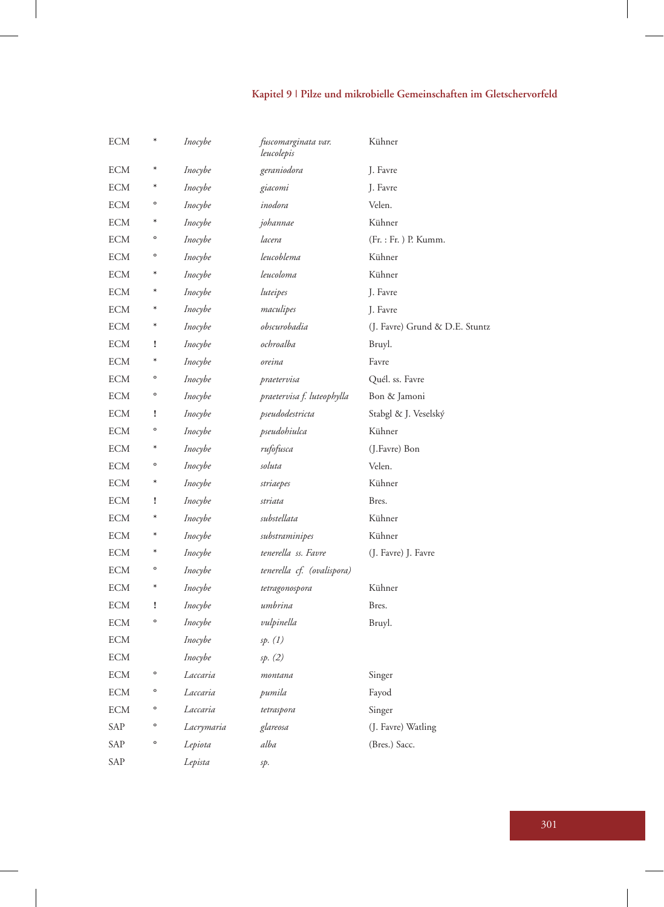| | | | | |
|---|---|---|---|---|
| ECM | * | *Inocybe* | *fuscomarginata var. leucolepis* | Kühner |
| ECM | * | *Inocybe* | *geraniodora* | J. Favre |
| ECM | * | *Inocybe* | *giacomi* | J. Favre |
| ECM | ° | *Inocybe* | *inodora* | Velen. |
| ECM | * | *Inocybe* | *johannae* | Kühner |
| ECM | ° | *Inocybe* | *lacera* | (Fr. : Fr. ) P. Kumm. |
| ECM | ° | *Inocybe* | *leucoblema* | Kühner |
| ECM | * | *Inocybe* | *leucoloma* | Kühner |
| ECM | * | *Inocybe* | *luteipes* | J. Favre |
| ECM | * | *Inocybe* | *maculipes* | J. Favre |
| ECM | * | *Inocybe* | *obscurobadia* | (J. Favre) Grund & D.E. Stuntz |
| ECM | ! | *Inocybe* | *ochroalba* | Bruyl. |
| ECM | * | *Inocybe* | *oreina* | Favre |
| ECM | ° | *Inocybe* | *praetervisa* | Quél. ss. Favre |
| ECM | ° | *Inocybe* | *praetervisa f. luteophylla* | Bon & Jamoni |
| ECM | ! | *Inocybe* | *pseudodestricta* | Stabgl & J. Veselský |
| ECM | ° | *Inocybe* | *pseudohiulca* | Kühner |
| ECM | * | *Inocybe* | *rufofusca* | (J.Favre) Bon |
| ECM | ° | *Inocybe* | *soluta* | Velen. |
| ECM | * | *Inocybe* | *striaepes* | Kühner |
| ECM | ! | *Inocybe* | *striata* | Bres. |
| ECM | * | *Inocybe* | *substellata* | Kühner |
| ECM | * | *Inocybe* | *substraminipes* | Kühner |
| ECM | * | *Inocybe* | *tenerella ss. Favre* | (J. Favre) J. Favre |
| ECM | ° | *Inocybe* | *tenerella cf. (ovalispora)* | |
| ECM | * | *Inocybe* | *tetragonospora* | Kühner |
| ECM | ! | *Inocybe* | *umbrina* | Bres. |
| ECM | ° | *Inocybe* | *vulpinella* | Bruyl. |
| ECM | | *Inocybe* | *sp. (1)* | |
| ECM | | *Inocybe* | *sp. (2)* | |
| ECM | ° | *Laccaria* | *montana* | Singer |
| ECM | ° | *Laccaria* | *pumila* | Fayod |
| ECM | ° | *Laccaria* | *tetraspora* | Singer |
| SAP | ° | *Lacrymaria* | *glareosa* | (J. Favre) Watling |
| SAP | ° | *Lepiota* | *alba* | (Bres.) Sacc. |
| SAP | | *Lepista* | *sp.* | |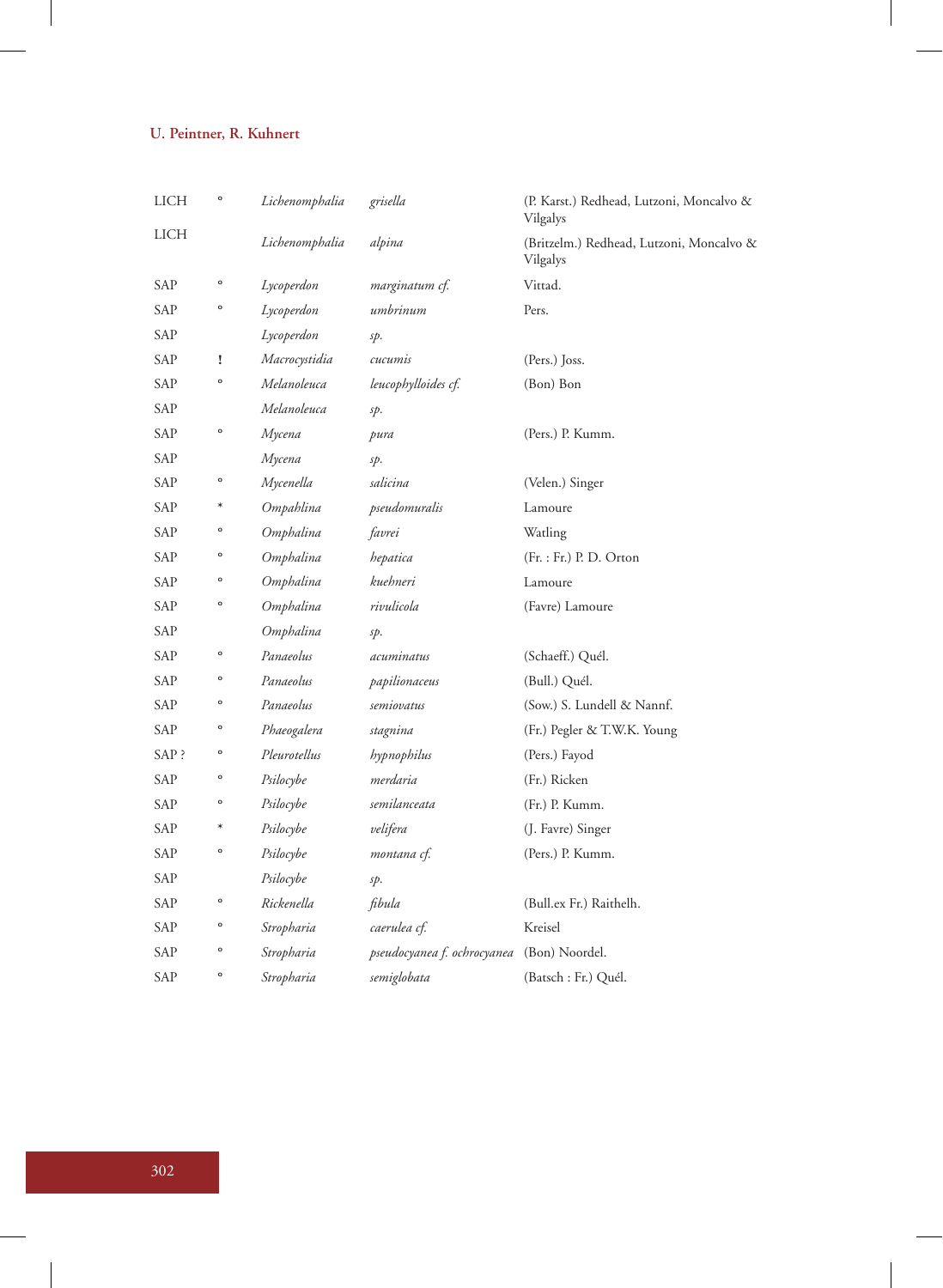| | | | | |
|---|---|---|---|---|
| LICH | ° | *Lichenomphalia* | *grisella* | (P. Karst.) Redhead, Lutzoni, Moncalvo & Vilgalys |
| LICH | | *Lichenomphalia* | *alpina* | (Britzelm.) Redhead, Lutzoni, Moncalvo & Vilgalys |
| SAP | ° | *Lycoperdon* | *marginatum cf.* | Vittad. |
| SAP | ° | *Lycoperdon* | *umbrinum* | Pers. |
| SAP | | *Lycoperdon* | *sp.* | |
| SAP | ! | *Macrocystidia* | *cucumis* | (Pers.) Joss. |
| SAP | ° | *Melanoleuca* | *leucophylloides cf.* | (Bon) Bon |
| SAP | | *Melanoleuca* | *sp.* | |
| SAP | ° | *Mycena* | *pura* | (Pers.) P. Kumm. |
| SAP | | *Mycena* | *sp.* | |
| SAP | ° | *Mycenella* | *salicina* | (Velen.) Singer |
| SAP | * | *Ompahlina* | *pseudomuralis* | Lamoure |
| SAP | ° | *Omphalina* | *favrei* | Watling |
| SAP | ° | *Omphalina* | *hepatica* | (Fr. : Fr.) P. D. Orton |
| SAP | ° | *Omphalina* | *kuehneri* | Lamoure |
| SAP | ° | *Omphalina* | *rivulicola* | (Favre) Lamoure |
| SAP | | *Omphalina* | *sp.* | |
| SAP | ° | *Panaeolus* | *acuminatus* | (Schaeff.) Quél. |
| SAP | ° | *Panaeolus* | *papilionaceus* | (Bull.) Quél. |
| SAP | ° | *Panaeolus* | *semiovatus* | (Sow.) S. Lundell & Nannf. |
| SAP | ° | *Phaeogalera* | *stagnina* | (Fr.) Pegler & T.W.K. Young |
| SAP ? | ° | *Pleurotellus* | *hypnophilus* | (Pers.) Fayod |
| SAP | ° | *Psilocybe* | *merdaria* | (Fr.) Ricken |
| SAP | ° | *Psilocybe* | *semilanceata* | (Fr.) P. Kumm. |
| SAP | * | *Psilocybe* | *velifera* | (J. Favre) Singer |
| SAP | ° | *Psilocybe* | *montana cf.* | (Pers.) P. Kumm. |
| SAP | | *Psilocybe* | *sp.* | |
| SAP | ° | *Rickenella* | *fibula* | (Bull.ex Fr.) Raithelh. |
| SAP | ° | *Stropharia* | *caerulea cf.* | Kreisel |
| SAP | ° | *Stropharia* | *pseudocyanea f. ochrocyanea* | (Bon) Noordel. |
| SAP | ° | *Stropharia* | *semiglobata* | (Batsch : Fr.) Quél. |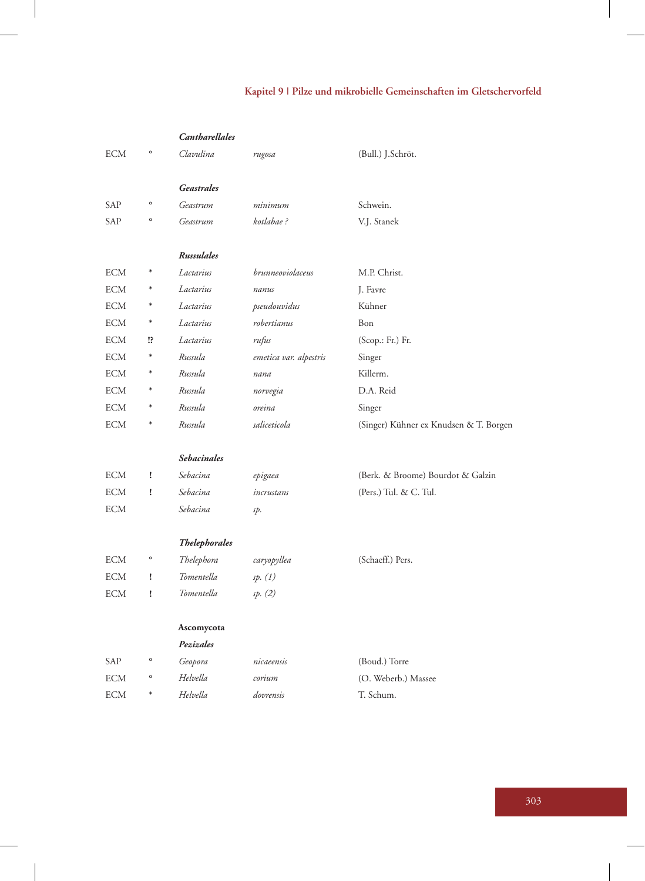| | | | | |
|---|---|---|---|---|
| | | ***Cantharellales*** | | |
| ECM | ° | *Clavulina* | *rugosa* | (Bull.) J.Schröt. |
| | | ***Geastrales*** | | |
| SAP | ° | *Geastrum* | *minimum* | Schwein. |
| SAP | ° | *Geastrum* | *kotlabae ?* | V.J. Stanek |
| | | ***Russulales*** | | |
| ECM | * | *Lactarius* | *brunneoviolaceus* | M.P. Christ. |
| ECM | * | *Lactarius* | *nanus* | J. Favre |
| ECM | * | *Lactarius* | *pseudouvidus* | Kühner |
| ECM | * | *Lactarius* | *robertianus* | Bon |
| ECM | !? | *Lactarius* | *rufus* | (Scop.: Fr.) Fr. |
| ECM | * | *Russula* | *emetica var. alpestris* | Singer |
| ECM | * | *Russula* | *nana* | Killerm. |
| ECM | * | *Russula* | *norvegia* | D.A. Reid |
| ECM | * | *Russula* | *oreina* | Singer |
| ECM | * | *Russula* | *saliceticola* | (Singer) Kühner ex Knudsen & T. Borgen |
| | | ***Sebacinales*** | | |
| ECM | ! | *Sebacina* | *epigaea* | (Berk. & Broome) Bourdot & Galzin |
| ECM | ! | *Sebacina* | *incrustans* | (Pers.) Tul. & C. Tul. |
| ECM | | *Sebacina* | *sp.* | |
| | | ***Thelephorales*** | | |
| ECM | ° | *Thelephora* | *caryopyllea* | (Schaeff.) Pers. |
| ECM | ! | *Tomentella* | *sp. (1)* | |
| ECM | ! | *Tomentella* | *sp. (2)* | |
| | | **Ascomycota** | | |
| | | ***Pezizales*** | | |
| SAP | ° | *Geopora* | *nicaeensis* | (Boud.) Torre |
| ECM | ° | *Helvella* | *corium* | (O. Weberb.) Massee |
| ECM | * | *Helvella* | *dovrensis* | T. Schum. |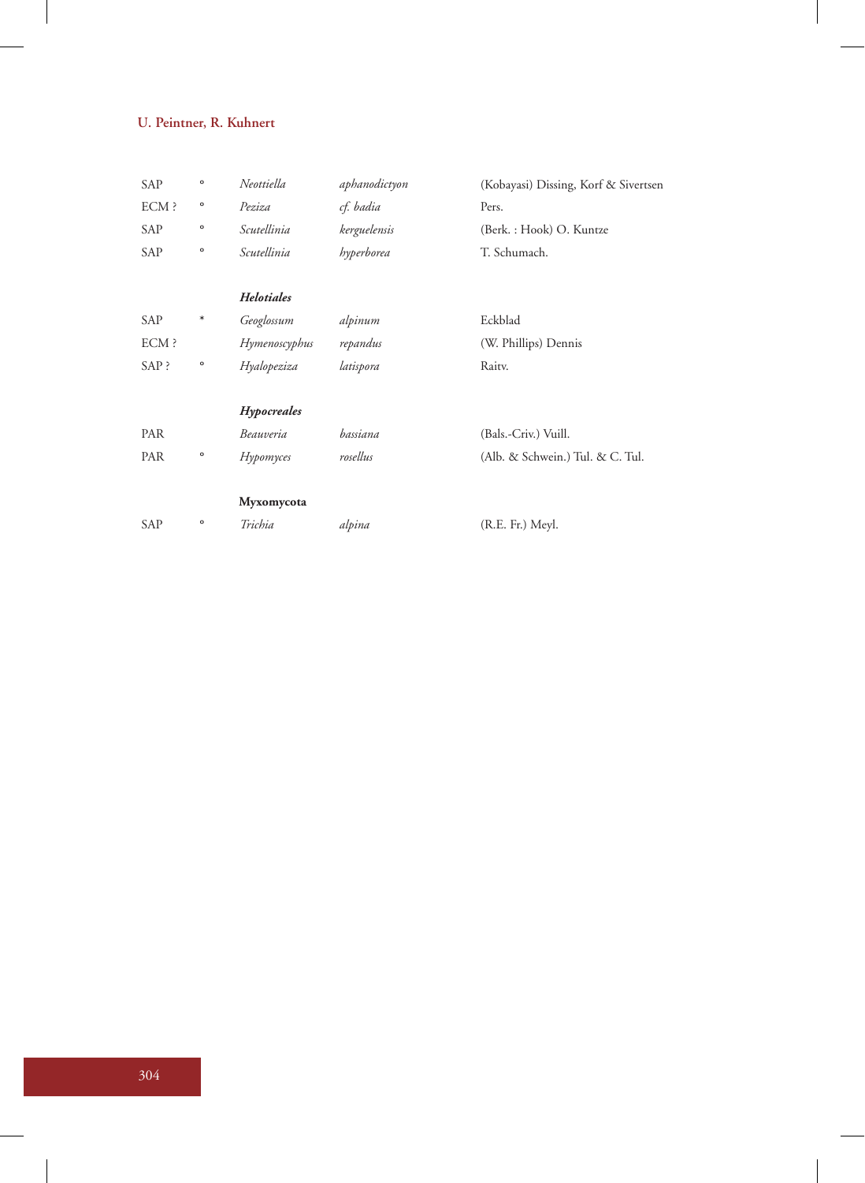| | | | | |
|---|---|---|---|---|
| SAP | ° | *Neottiella* | *aphanodictyon* | (Kobayasi) Dissing, Korf & Sivertsen |
| ECM ? | ° | *Peziza* | *cf. badia* | Pers. |
| SAP | ° | *Scutellinia* | *kerguelensis* | (Berk. : Hook) O. Kuntze |
| SAP | ° | *Scutellinia* | *hyperborea* | T. Schumach. |
| | | ***Helotiales*** | | |
| SAP | * | *Geoglossum* | *alpinum* | Eckblad |
| ECM ? | | *Hymenoscyphus* | *repandus* | (W. Phillips) Dennis |
| SAP ? | ° | *Hyalopeziza* | *latispora* | Raitv. |
| | | ***Hypocreales*** | | |
| PAR | | *Beauveria* | *bassiana* | (Bals.-Criv.) Vuill. |
| PAR | ° | *Hypomyces* | *rosellus* | (Alb. & Schwein.) Tul. & C. Tul. |
| | | **Myxomycota** | | |
| SAP | ° | *Trichia* | *alpina* | (R.E. Fr.) Meyl. |